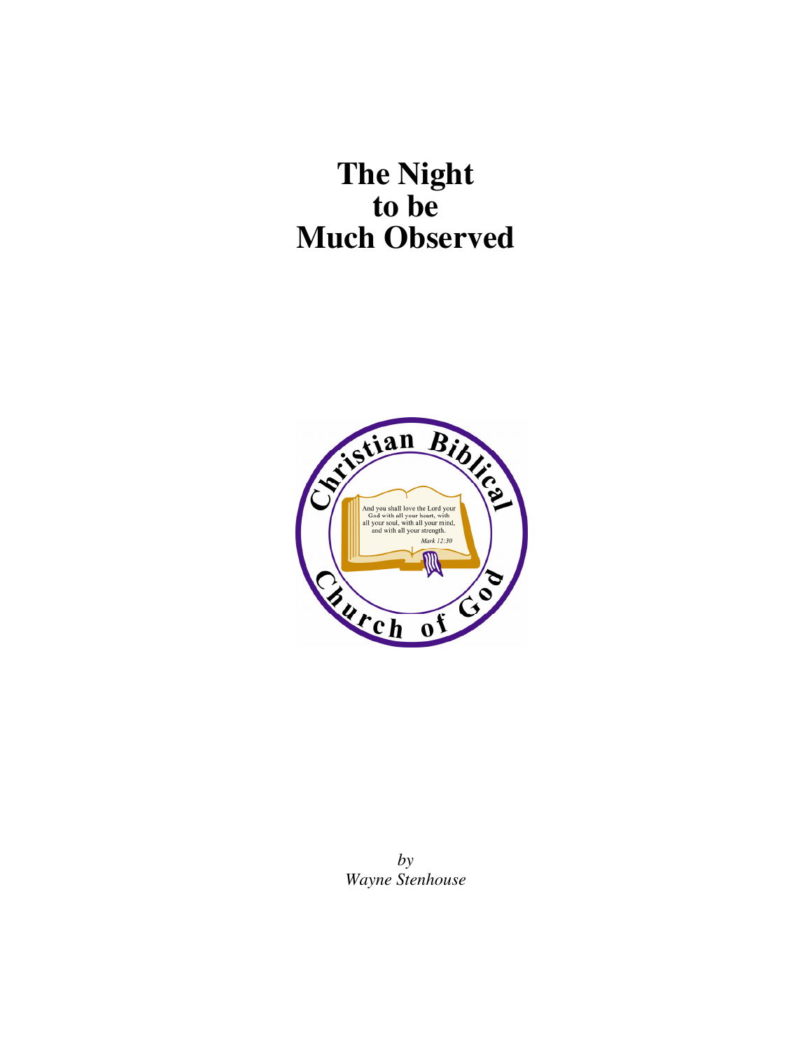# The Night to be Much Observed

Christian Biblical Church of God

And you shall love the Lord your God with all your heart, with all your soul, with all your mind, and with all your strength.
*Mark 12:30*

*by*
*Wayne Stenhouse*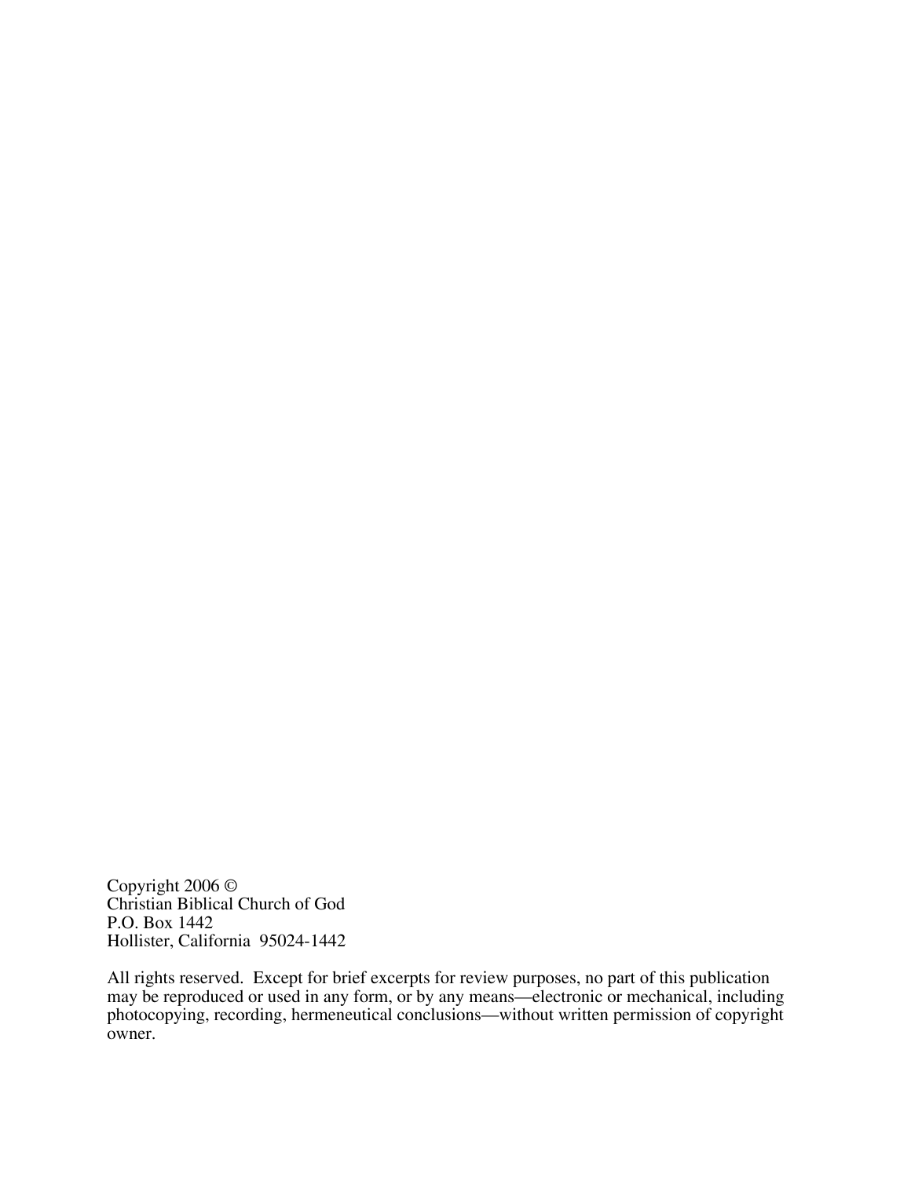Copyright 2006 ©
Christian Biblical Church of God
P.O. Box 1442
Hollister, California 95024-1442

All rights reserved. Except for brief excerpts for review purposes, no part of this publication may be reproduced or used in any form, or by any means—electronic or mechanical, including photocopying, recording, hermeneutical conclusions—without written permission of copyright owner.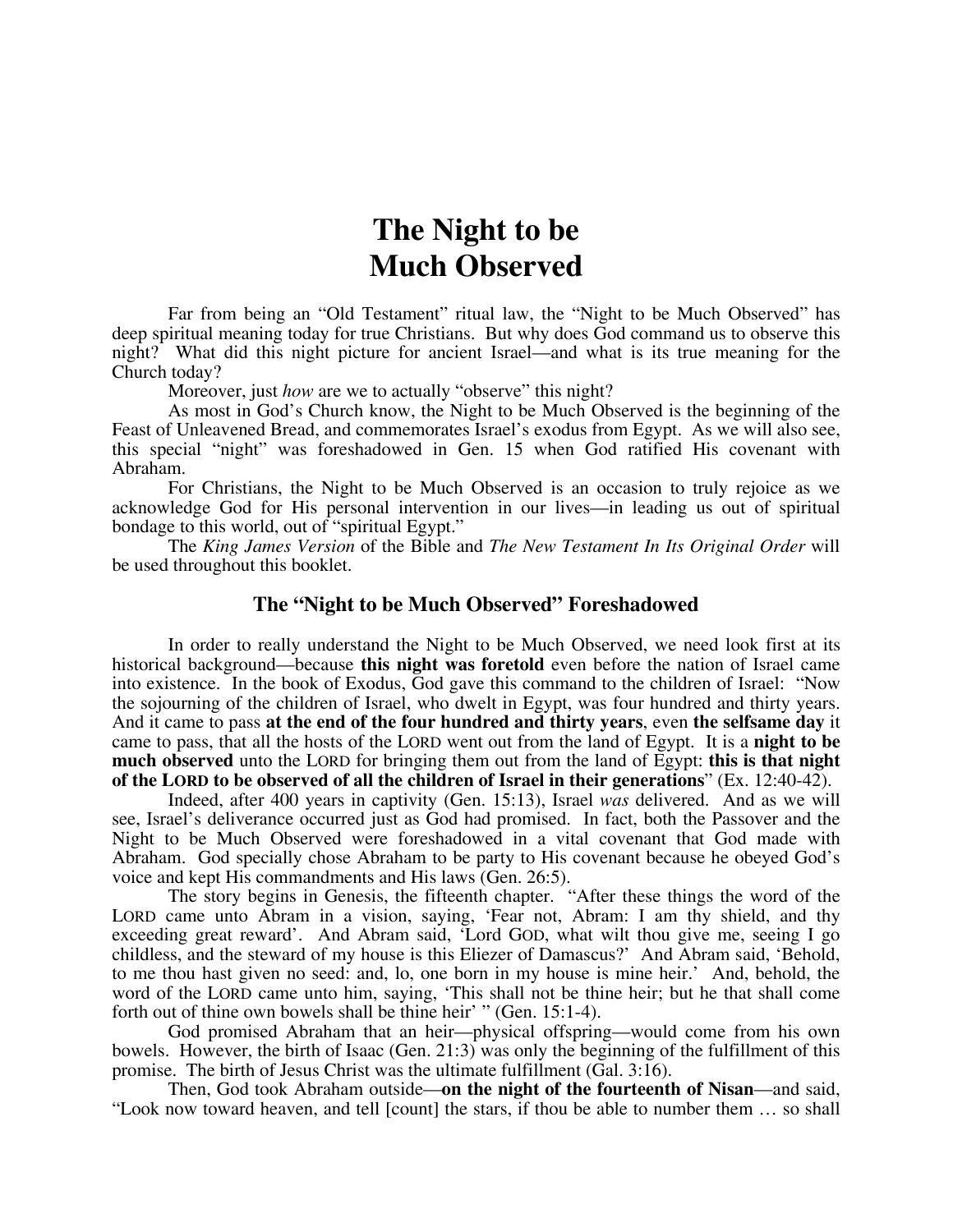# The Night to be Much Observed

Far from being an "Old Testament" ritual law, the "Night to be Much Observed" has deep spiritual meaning today for true Christians. But why does God command us to observe this night? What did this night picture for ancient Israel—and what is its true meaning for the Church today?

Moreover, just *how* are we to actually "observe" this night?

As most in God's Church know, the Night to be Much Observed is the beginning of the Feast of Unleavened Bread, and commemorates Israel's exodus from Egypt. As we will also see, this special "night" was foreshadowed in Gen. 15 when God ratified His covenant with Abraham.

For Christians, the Night to be Much Observed is an occasion to truly rejoice as we acknowledge God for His personal intervention in our lives—in leading us out of spiritual bondage to this world, out of "spiritual Egypt."

The *King James Version* of the Bible and *The New Testament In Its Original Order* will be used throughout this booklet.

### The "Night to be Much Observed" Foreshadowed

In order to really understand the Night to be Much Observed, we need look first at its historical background—because **this night was foretold** even before the nation of Israel came into existence. In the book of Exodus, God gave this command to the children of Israel: "Now the sojourning of the children of Israel, who dwelt in Egypt, was four hundred and thirty years. And it came to pass **at the end of the four hundred and thirty years**, even **the selfsame day** it came to pass, that all the hosts of the LORD went out from the land of Egypt. It is a **night to be much observed** unto the LORD for bringing them out from the land of Egypt: **this is that night of the LORD to be observed of all the children of Israel in their generations**" (Ex. 12:40-42).

Indeed, after 400 years in captivity (Gen. 15:13), Israel *was* delivered. And as we will see, Israel's deliverance occurred just as God had promised. In fact, both the Passover and the Night to be Much Observed were foreshadowed in a vital covenant that God made with Abraham. God specially chose Abraham to be party to His covenant because he obeyed God's voice and kept His commandments and His laws (Gen. 26:5).

The story begins in Genesis, the fifteenth chapter. "After these things the word of the LORD came unto Abram in a vision, saying, 'Fear not, Abram: I am thy shield, and thy exceeding great reward'. And Abram said, 'Lord GOD, what wilt thou give me, seeing I go childless, and the steward of my house is this Eliezer of Damascus?' And Abram said, 'Behold, to me thou hast given no seed: and, lo, one born in my house is mine heir.' And, behold, the word of the LORD came unto him, saying, 'This shall not be thine heir; but he that shall come forth out of thine own bowels shall be thine heir' " (Gen. 15:1-4).

God promised Abraham that an heir—physical offspring—would come from his own bowels. However, the birth of Isaac (Gen. 21:3) was only the beginning of the fulfillment of this promise. The birth of Jesus Christ was the ultimate fulfillment (Gal. 3:16).

Then, God took Abraham outside—**on the night of the fourteenth of Nisan**—and said, "Look now toward heaven, and tell [count] the stars, if thou be able to number them … so shall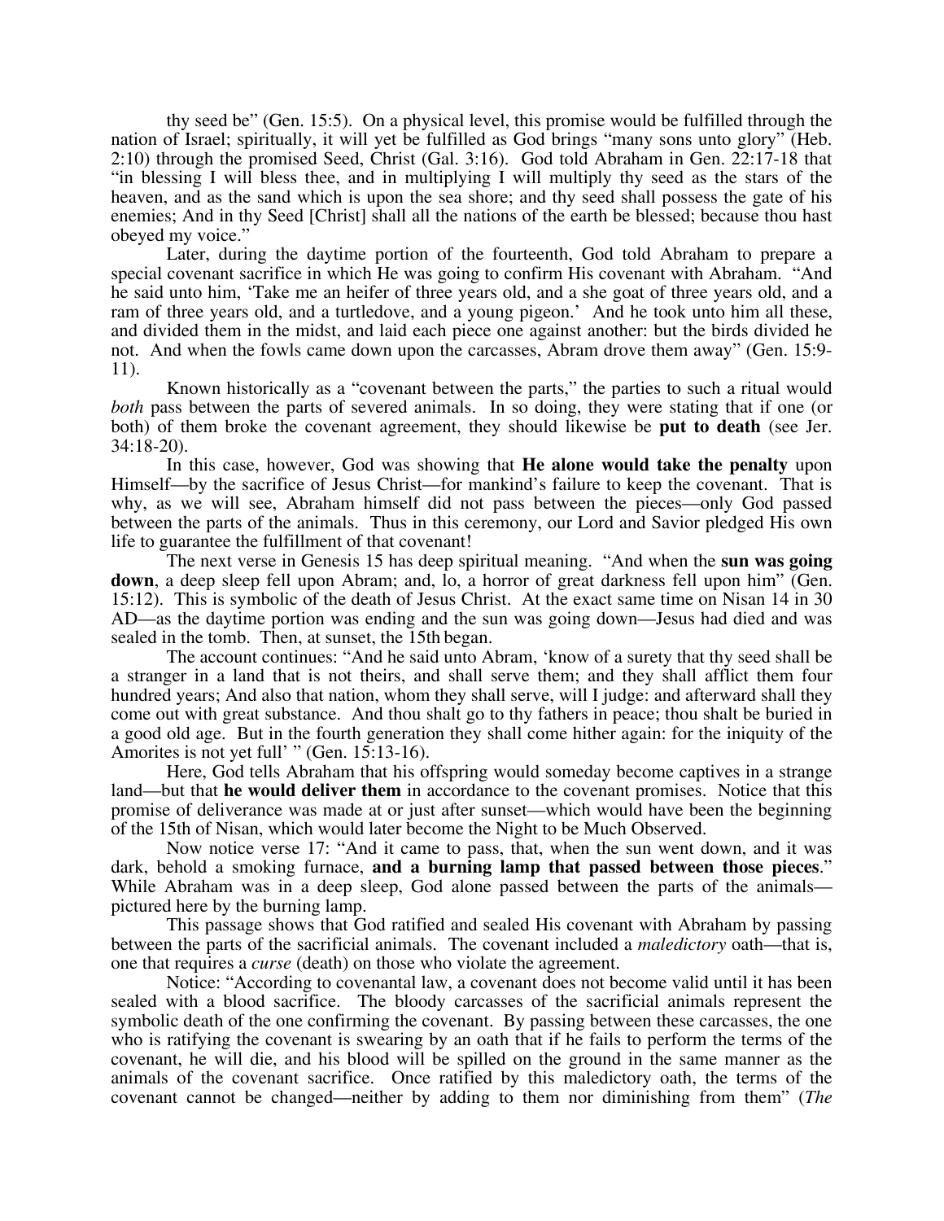thy seed be" (Gen. 15:5). On a physical level, this promise would be fulfilled through the nation of Israel; spiritually, it will yet be fulfilled as God brings "many sons unto glory" (Heb. 2:10) through the promised Seed, Christ (Gal. 3:16). God told Abraham in Gen. 22:17-18 that "in blessing I will bless thee, and in multiplying I will multiply thy seed as the stars of the heaven, and as the sand which is upon the sea shore; and thy seed shall possess the gate of his enemies; And in thy Seed [Christ] shall all the nations of the earth be blessed; because thou hast obeyed my voice."

Later, during the daytime portion of the fourteenth, God told Abraham to prepare a special covenant sacrifice in which He was going to confirm His covenant with Abraham. "And he said unto him, 'Take me an heifer of three years old, and a she goat of three years old, and a ram of three years old, and a turtledove, and a young pigeon.' And he took unto him all these, and divided them in the midst, and laid each piece one against another: but the birds divided he not. And when the fowls came down upon the carcasses, Abram drove them away" (Gen. 15:9-11).

Known historically as a "covenant between the parts," the parties to such a ritual would *both* pass between the parts of severed animals. In so doing, they were stating that if one (or both) of them broke the covenant agreement, they should likewise be **put to death** (see Jer. 34:18-20).

In this case, however, God was showing that **He alone would take the penalty** upon Himself—by the sacrifice of Jesus Christ—for mankind's failure to keep the covenant. That is why, as we will see, Abraham himself did not pass between the pieces—only God passed between the parts of the animals. Thus in this ceremony, our Lord and Savior pledged His own life to guarantee the fulfillment of that covenant!

The next verse in Genesis 15 has deep spiritual meaning. "And when the **sun was going down**, a deep sleep fell upon Abram; and, lo, a horror of great darkness fell upon him" (Gen. 15:12). This is symbolic of the death of Jesus Christ. At the exact same time on Nisan 14 in 30 AD—as the daytime portion was ending and the sun was going down—Jesus had died and was sealed in the tomb. Then, at sunset, the 15th began.

The account continues: "And he said unto Abram, 'know of a surety that thy seed shall be a stranger in a land that is not theirs, and shall serve them; and they shall afflict them four hundred years; And also that nation, whom they shall serve, will I judge: and afterward shall they come out with great substance. And thou shalt go to thy fathers in peace; thou shalt be buried in a good old age. But in the fourth generation they shall come hither again: for the iniquity of the Amorites is not yet full' " (Gen. 15:13-16).

Here, God tells Abraham that his offspring would someday become captives in a strange land—but that **he would deliver them** in accordance to the covenant promises. Notice that this promise of deliverance was made at or just after sunset—which would have been the beginning of the 15th of Nisan, which would later become the Night to be Much Observed.

Now notice verse 17: "And it came to pass, that, when the sun went down, and it was dark, behold a smoking furnace, **and a burning lamp that passed between those pieces**." While Abraham was in a deep sleep, God alone passed between the parts of the animals—pictured here by the burning lamp.

This passage shows that God ratified and sealed His covenant with Abraham by passing between the parts of the sacrificial animals. The covenant included a *maledictory* oath—that is, one that requires a *curse* (death) on those who violate the agreement.

Notice: "According to covenantal law, a covenant does not become valid until it has been sealed with a blood sacrifice. The bloody carcasses of the sacrificial animals represent the symbolic death of the one confirming the covenant. By passing between these carcasses, the one who is ratifying the covenant is swearing by an oath that if he fails to perform the terms of the covenant, he will die, and his blood will be spilled on the ground in the same manner as the animals of the covenant sacrifice. Once ratified by this maledictory oath, the terms of the covenant cannot be changed—neither by adding to them nor diminishing from them" (*The*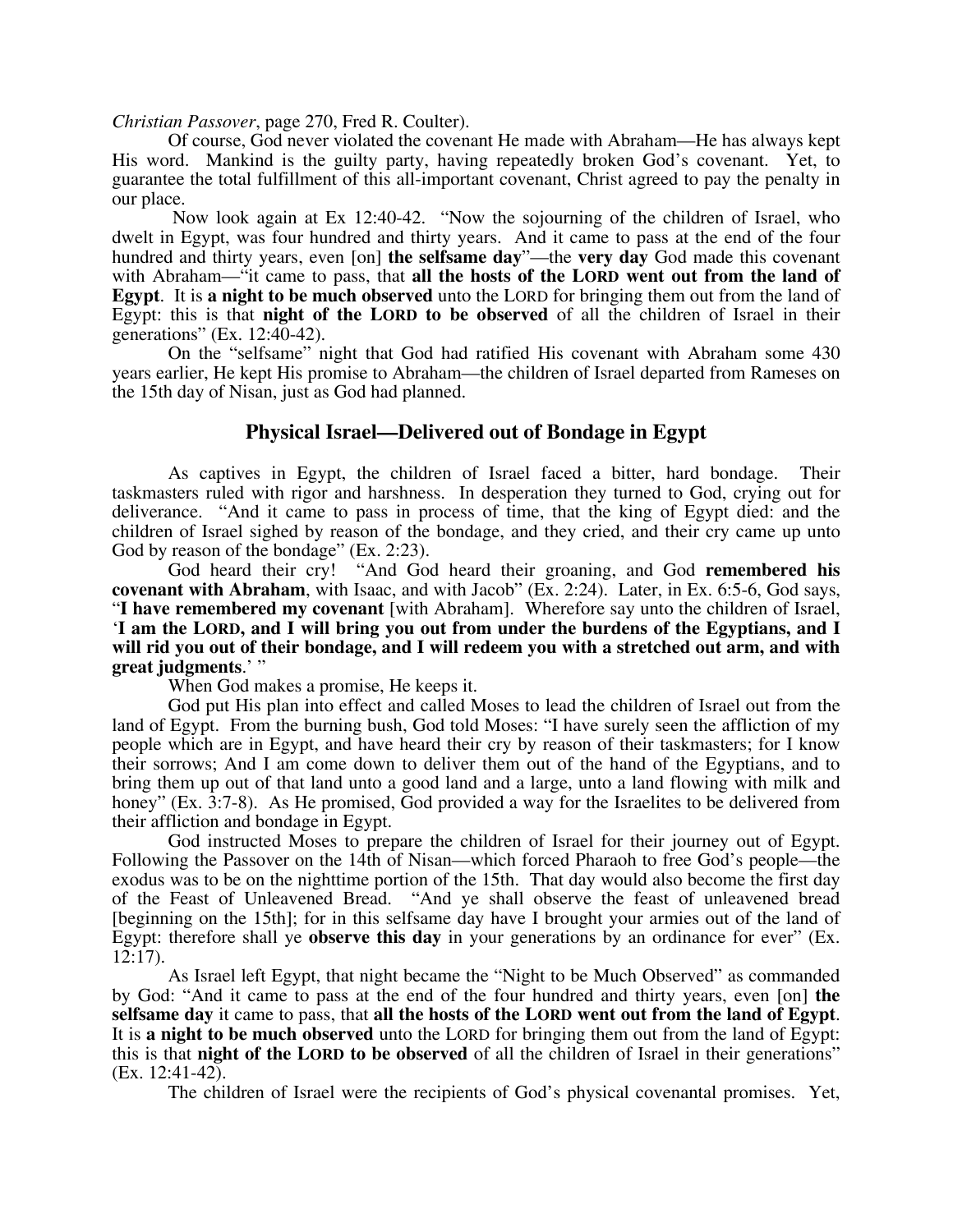*Christian Passover*, page 270, Fred R. Coulter).

Of course, God never violated the covenant He made with Abraham—He has always kept His word. Mankind is the guilty party, having repeatedly broken God's covenant. Yet, to guarantee the total fulfillment of this all-important covenant, Christ agreed to pay the penalty in our place.

Now look again at Ex 12:40-42. "Now the sojourning of the children of Israel, who dwelt in Egypt, was four hundred and thirty years. And it came to pass at the end of the four hundred and thirty years, even [on] **the selfsame day**"—the **very day** God made this covenant with Abraham—"it came to pass, that **all the hosts of the LORD went out from the land of Egypt**. It is **a night to be much observed** unto the LORD for bringing them out from the land of Egypt: this is that **night of the LORD to be observed** of all the children of Israel in their generations" (Ex. 12:40-42).

On the "selfsame" night that God had ratified His covenant with Abraham some 430 years earlier, He kept His promise to Abraham—the children of Israel departed from Rameses on the 15th day of Nisan, just as God had planned.

## Physical Israel—Delivered out of Bondage in Egypt

As captives in Egypt, the children of Israel faced a bitter, hard bondage. Their taskmasters ruled with rigor and harshness. In desperation they turned to God, crying out for deliverance. "And it came to pass in process of time, that the king of Egypt died: and the children of Israel sighed by reason of the bondage, and they cried, and their cry came up unto God by reason of the bondage" (Ex. 2:23).

God heard their cry! "And God heard their groaning, and God **remembered his covenant with Abraham**, with Isaac, and with Jacob" (Ex. 2:24). Later, in Ex. 6:5-6, God says, "**I have remembered my covenant** [with Abraham]. Wherefore say unto the children of Israel, '**I am the LORD, and I will bring you out from under the burdens of the Egyptians, and I will rid you out of their bondage, and I will redeem you with a stretched out arm, and with great judgments**.' "

When God makes a promise, He keeps it.

God put His plan into effect and called Moses to lead the children of Israel out from the land of Egypt. From the burning bush, God told Moses: "I have surely seen the affliction of my people which are in Egypt, and have heard their cry by reason of their taskmasters; for I know their sorrows; And I am come down to deliver them out of the hand of the Egyptians, and to bring them up out of that land unto a good land and a large, unto a land flowing with milk and honey" (Ex. 3:7-8). As He promised, God provided a way for the Israelites to be delivered from their affliction and bondage in Egypt.

God instructed Moses to prepare the children of Israel for their journey out of Egypt. Following the Passover on the 14th of Nisan—which forced Pharaoh to free God's people—the exodus was to be on the nighttime portion of the 15th. That day would also become the first day of the Feast of Unleavened Bread. "And ye shall observe the feast of unleavened bread [beginning on the 15th]; for in this selfsame day have I brought your armies out of the land of Egypt: therefore shall ye **observe this day** in your generations by an ordinance for ever" (Ex. 12:17).

As Israel left Egypt, that night became the "Night to be Much Observed" as commanded by God: "And it came to pass at the end of the four hundred and thirty years, even [on] **the selfsame day** it came to pass, that **all the hosts of the LORD went out from the land of Egypt**. It is **a night to be much observed** unto the LORD for bringing them out from the land of Egypt: this is that **night of the LORD to be observed** of all the children of Israel in their generations" (Ex. 12:41-42).

The children of Israel were the recipients of God's physical covenantal promises. Yet,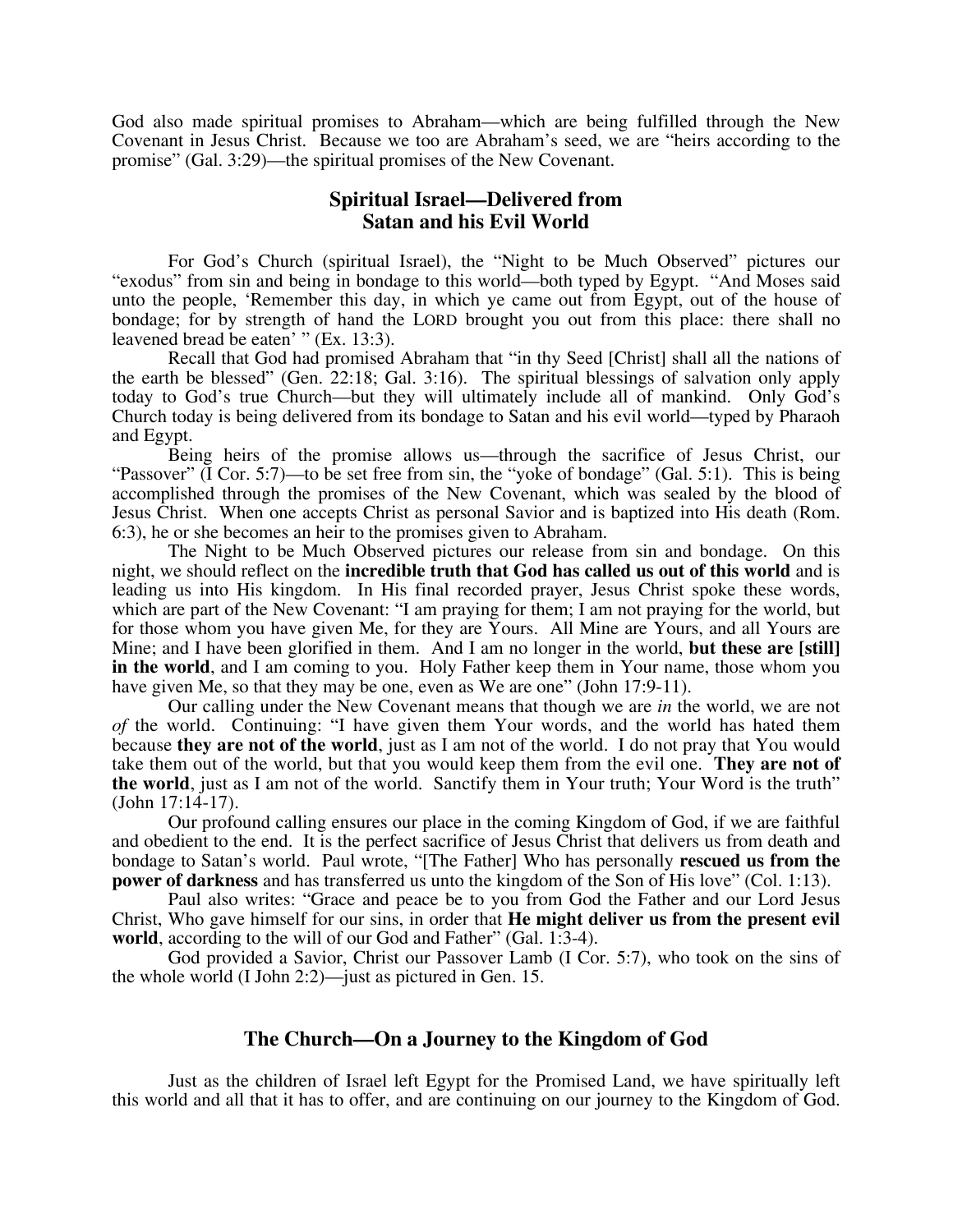God also made spiritual promises to Abraham—which are being fulfilled through the New Covenant in Jesus Christ. Because we too are Abraham's seed, we are "heirs according to the promise" (Gal. 3:29)—the spiritual promises of the New Covenant.

## Spiritual Israel—Delivered from Satan and his Evil World

For God's Church (spiritual Israel), the "Night to be Much Observed" pictures our "exodus" from sin and being in bondage to this world—both typed by Egypt. "And Moses said unto the people, 'Remember this day, in which ye came out from Egypt, out of the house of bondage; for by strength of hand the LORD brought you out from this place: there shall no leavened bread be eaten' " (Ex. 13:3).

Recall that God had promised Abraham that "in thy Seed [Christ] shall all the nations of the earth be blessed" (Gen. 22:18; Gal. 3:16). The spiritual blessings of salvation only apply today to God's true Church—but they will ultimately include all of mankind. Only God's Church today is being delivered from its bondage to Satan and his evil world—typed by Pharaoh and Egypt.

Being heirs of the promise allows us—through the sacrifice of Jesus Christ, our "Passover" (I Cor. 5:7)—to be set free from sin, the "yoke of bondage" (Gal. 5:1). This is being accomplished through the promises of the New Covenant, which was sealed by the blood of Jesus Christ. When one accepts Christ as personal Savior and is baptized into His death (Rom. 6:3), he or she becomes an heir to the promises given to Abraham.

The Night to be Much Observed pictures our release from sin and bondage. On this night, we should reflect on the **incredible truth that God has called us out of this world** and is leading us into His kingdom. In His final recorded prayer, Jesus Christ spoke these words, which are part of the New Covenant: "I am praying for them; I am not praying for the world, but for those whom you have given Me, for they are Yours. All Mine are Yours, and all Yours are Mine; and I have been glorified in them. And I am no longer in the world, **but these are [still] in the world**, and I am coming to you. Holy Father keep them in Your name, those whom you have given Me, so that they may be one, even as We are one" (John 17:9-11).

Our calling under the New Covenant means that though we are *in* the world, we are not *of* the world. Continuing: "I have given them Your words, and the world has hated them because **they are not of the world**, just as I am not of the world. I do not pray that You would take them out of the world, but that you would keep them from the evil one. **They are not of the world**, just as I am not of the world. Sanctify them in Your truth; Your Word is the truth" (John 17:14-17).

Our profound calling ensures our place in the coming Kingdom of God, if we are faithful and obedient to the end. It is the perfect sacrifice of Jesus Christ that delivers us from death and bondage to Satan's world. Paul wrote, "[The Father] Who has personally **rescued us from the power of darkness** and has transferred us unto the kingdom of the Son of His love" (Col. 1:13).

Paul also writes: "Grace and peace be to you from God the Father and our Lord Jesus Christ, Who gave himself for our sins, in order that **He might deliver us from the present evil world**, according to the will of our God and Father" (Gal. 1:3-4).

God provided a Savior, Christ our Passover Lamb (I Cor. 5:7), who took on the sins of the whole world (I John 2:2)—just as pictured in Gen. 15.

## The Church—On a Journey to the Kingdom of God

Just as the children of Israel left Egypt for the Promised Land, we have spiritually left this world and all that it has to offer, and are continuing on our journey to the Kingdom of God.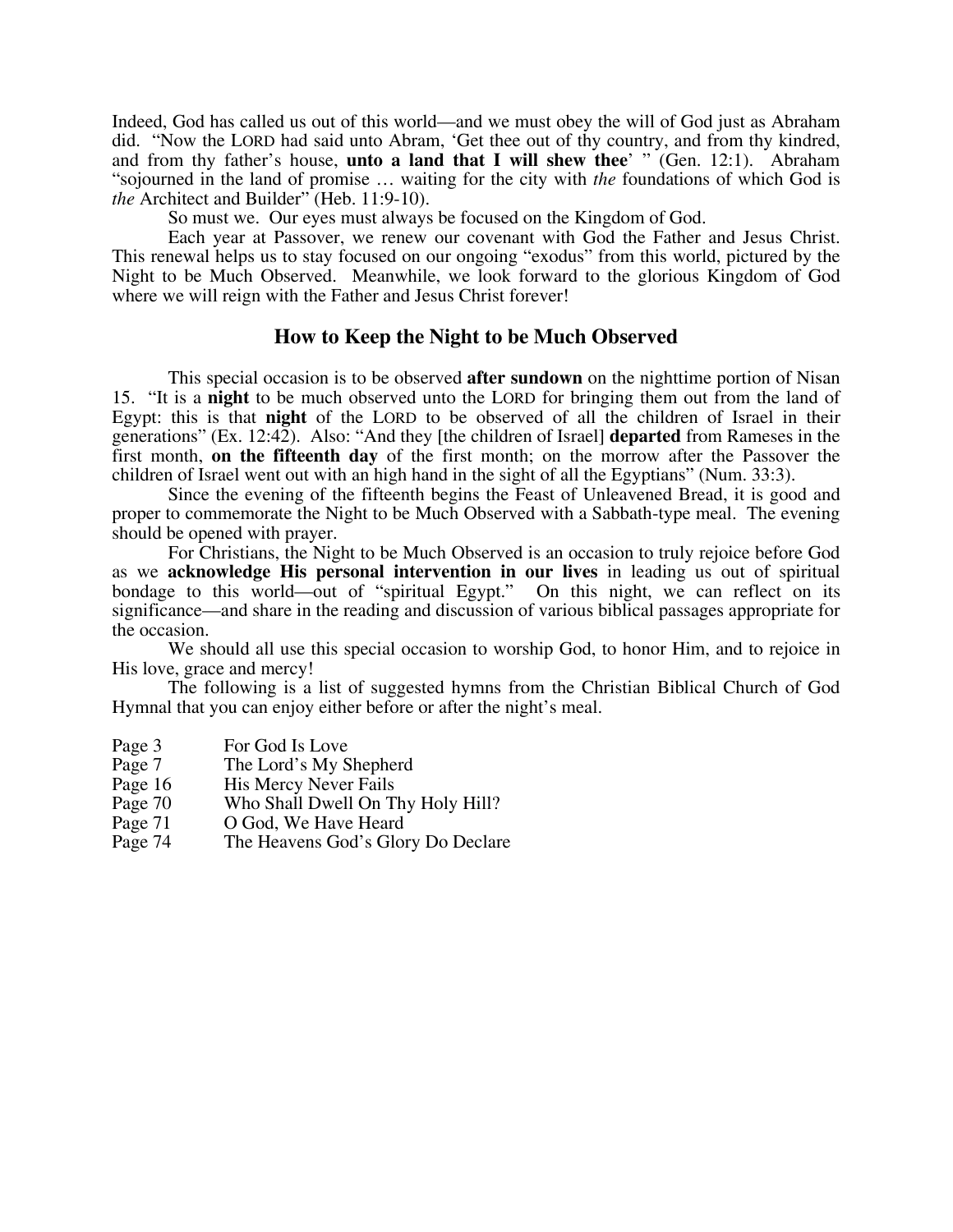Indeed, God has called us out of this world—and we must obey the will of God just as Abraham did. "Now the LORD had said unto Abram, 'Get thee out of thy country, and from thy kindred, and from thy father's house, **unto a land that I will shew thee**' " (Gen. 12:1). Abraham "sojourned in the land of promise … waiting for the city with *the* foundations of which God is *the* Architect and Builder" (Heb. 11:9-10).

So must we. Our eyes must always be focused on the Kingdom of God.

Each year at Passover, we renew our covenant with God the Father and Jesus Christ. This renewal helps us to stay focused on our ongoing "exodus" from this world, pictured by the Night to be Much Observed. Meanwhile, we look forward to the glorious Kingdom of God where we will reign with the Father and Jesus Christ forever!

## How to Keep the Night to be Much Observed

This special occasion is to be observed **after sundown** on the nighttime portion of Nisan 15. "It is a **night** to be much observed unto the LORD for bringing them out from the land of Egypt: this is that **night** of the LORD to be observed of all the children of Israel in their generations" (Ex. 12:42). Also: "And they [the children of Israel] **departed** from Rameses in the first month, **on the fifteenth day** of the first month; on the morrow after the Passover the children of Israel went out with an high hand in the sight of all the Egyptians" (Num. 33:3).

Since the evening of the fifteenth begins the Feast of Unleavened Bread, it is good and proper to commemorate the Night to be Much Observed with a Sabbath-type meal. The evening should be opened with prayer.

For Christians, the Night to be Much Observed is an occasion to truly rejoice before God as we **acknowledge His personal intervention in our lives** in leading us out of spiritual bondage to this world—out of "spiritual Egypt." On this night, we can reflect on its significance—and share in the reading and discussion of various biblical passages appropriate for the occasion.

We should all use this special occasion to worship God, to honor Him, and to rejoice in His love, grace and mercy!

The following is a list of suggested hymns from the Christian Biblical Church of God Hymnal that you can enjoy either before or after the night's meal.

| | |
|---|---|
| Page 3 | For God Is Love |
| Page 7 | The Lord's My Shepherd |
| Page 16 | His Mercy Never Fails |
| Page 70 | Who Shall Dwell On Thy Holy Hill? |
| Page 71 | O God, We Have Heard |
| Page 74 | The Heavens God's Glory Do Declare |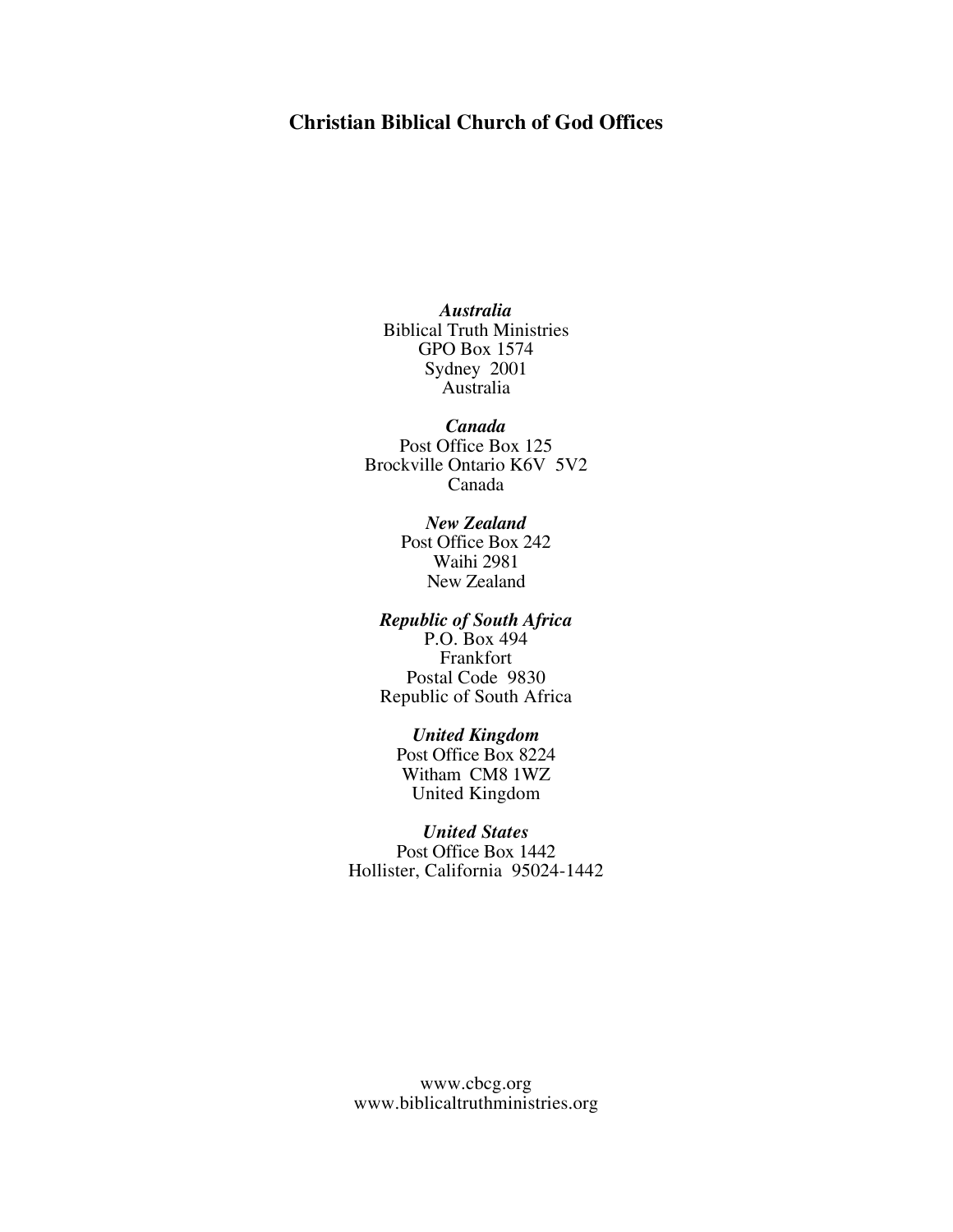## Christian Biblical Church of God Offices

***Australia***
Biblical Truth Ministries
GPO Box 1574
Sydney 2001
Australia

***Canada***
Post Office Box 125
Brockville Ontario K6V 5V2
Canada

***New Zealand***
Post Office Box 242
Waihi 2981
New Zealand

***Republic of South Africa***
P.O. Box 494
Frankfort
Postal Code 9830
Republic of South Africa

***United Kingdom***
Post Office Box 8224
Witham CM8 1WZ
United Kingdom

***United States***
Post Office Box 1442
Hollister, California 95024-1442

www.cbcg.org
www.biblicaltruthministries.org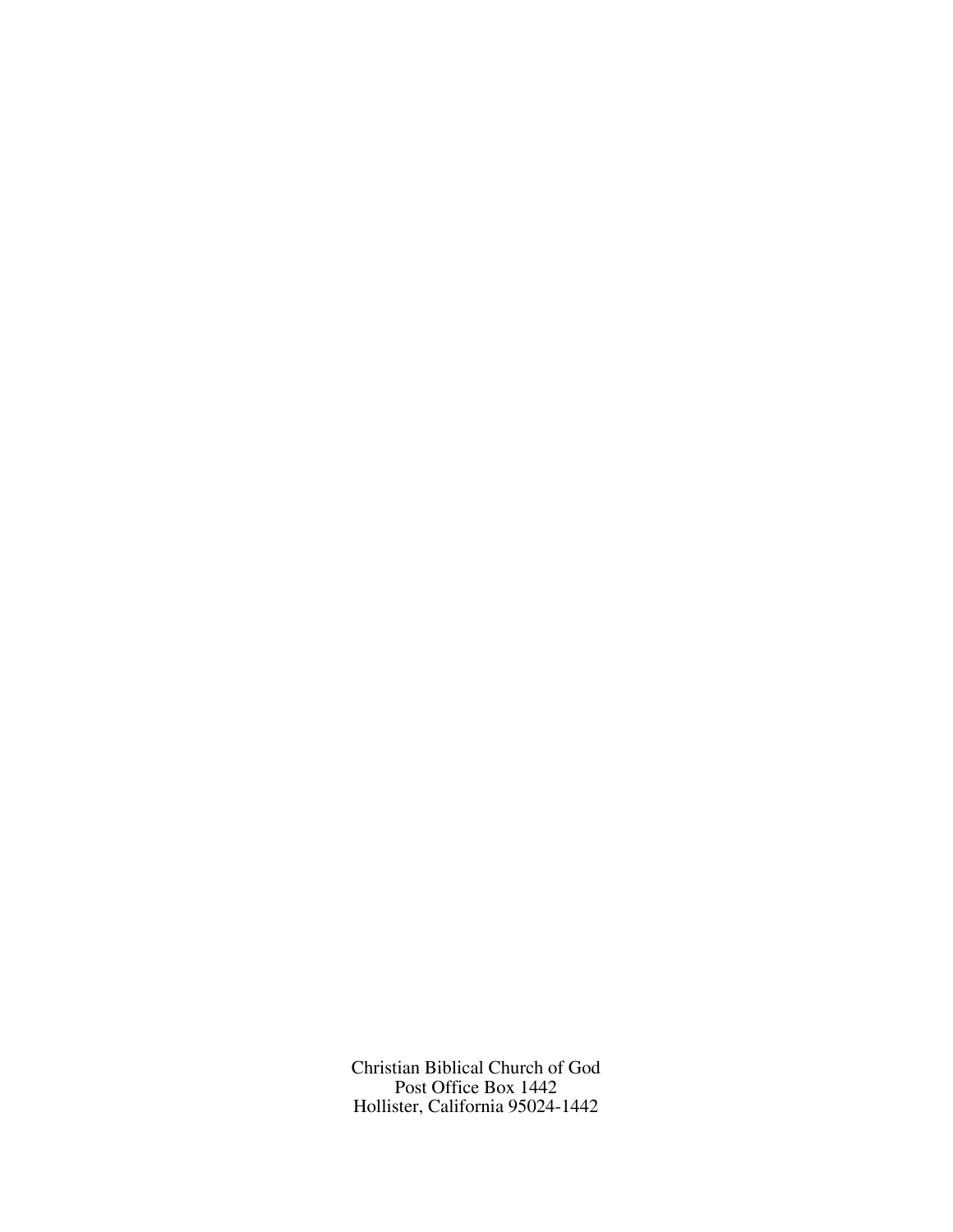Christian Biblical Church of God
Post Office Box 1442
Hollister, California 95024-1442